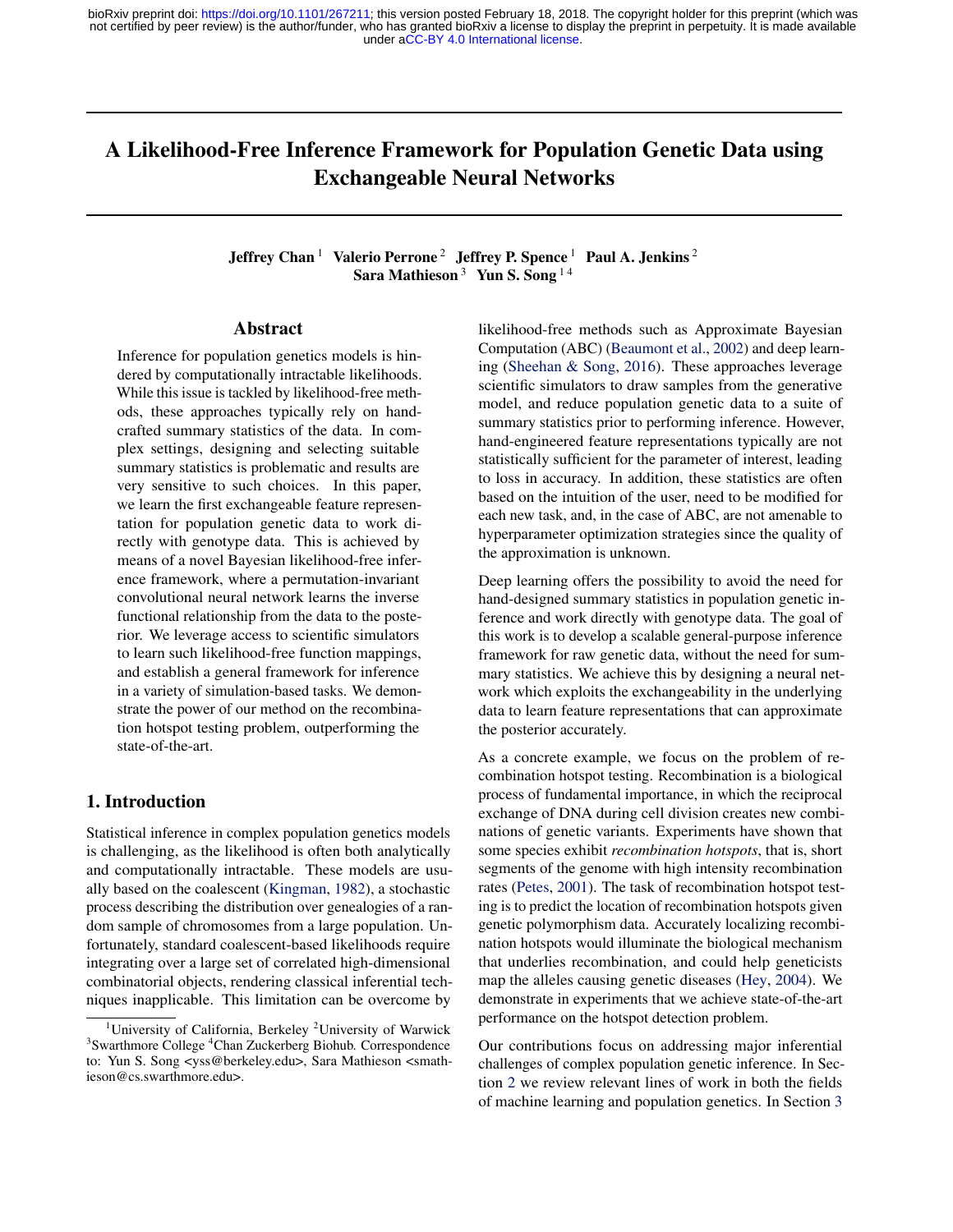# A Likelihood-Free Inference Framework for Population Genetic Data using Exchangeable Neural Networks

**Jeffrey Chan** [1] **Valerio Perrone** [2] **Jeffrey P. Spence** [1] **Paul A. Jenkins** [2] **Sara Mathieson** [3] **Yun S. Song** [1 4]

## Abstract

Inference for population genetics models is hindered by computationally intractable likelihoods. While this issue is tackled by likelihood-free methods, these approaches typically rely on handcrafted summary statistics of the data. In complex settings, designing and selecting suitable summary statistics is problematic and results are very sensitive to such choices. In this paper, we learn the first exchangeable feature representation for population genetic data to work directly with genotype data. This is achieved by means of a novel Bayesian likelihood-free inference framework, where a permutation-invariant convolutional neural network learns the inverse functional relationship from the data to the posterior. We leverage access to scientific simulators to learn such likelihood-free function mappings, and establish a general framework for inference in a variety of simulation-based tasks. We demonstrate the power of our method on the recombination hotspot testing problem, outperforming the state-of-the-art.

## 1. Introduction

Statistical inference in complex population genetics models is challenging, as the likelihood is often both analytically and computationally intractable. These models are usually based on the coalescent (Kingman, 1982), a stochastic process describing the distribution over genealogies of a random sample of chromosomes from a large population. Unfortunately, standard coalescent-based likelihoods require integrating over a large set of correlated high-dimensional combinatorial objects, rendering classical inferential techniques inapplicable. This limitation can be overcome by likelihood-free methods such as Approximate Bayesian Computation (ABC) (Beaumont et al., 2002) and deep learning (Sheehan & Song, 2016). These approaches leverage scientific simulators to draw samples from the generative model, and reduce population genetic data to a suite of summary statistics prior to performing inference. However, hand-engineered feature representations typically are not statistically sufficient for the parameter of interest, leading to loss in accuracy. In addition, these statistics are often based on the intuition of the user, need to be modified for each new task, and, in the case of ABC, are not amenable to hyperparameter optimization strategies since the quality of the approximation is unknown.

Deep learning offers the possibility to avoid the need for hand-designed summary statistics in population genetic inference and work directly with genotype data. The goal of this work is to develop a scalable general-purpose inference framework for raw genetic data, without the need for summary statistics. We achieve this by designing a neural network which exploits the exchangeability in the underlying data to learn feature representations that can approximate the posterior accurately.

As a concrete example, we focus on the problem of recombination hotspot testing. Recombination is a biological process of fundamental importance, in which the reciprocal exchange of DNA during cell division creates new combinations of genetic variants. Experiments have shown that some species exhibit *recombination hotspots*, that is, short segments of the genome with high intensity recombination rates (Petes, 2001). The task of recombination hotspot testing is to predict the location of recombination hotspots given genetic polymorphism data. Accurately localizing recombination hotspots would illuminate the biological mechanism that underlies recombination, and could help geneticists map the alleles causing genetic diseases (Hey, 2004). We demonstrate in experiments that we achieve state-of-the-art performance on the hotspot detection problem.

Our contributions focus on addressing major inferential challenges of complex population genetic inference. In Section 2 we review relevant lines of work in both the fields of machine learning and population genetics. In Section 3

---

[1] University of California, Berkeley [2] University of Warwick [3] Swarthmore College [4] Chan Zuckerberg Biohub. Correspondence to: Yun S. Song <yss@berkeley.edu>, Sara Mathieson <smathieson@cs.swarthmore.edu>.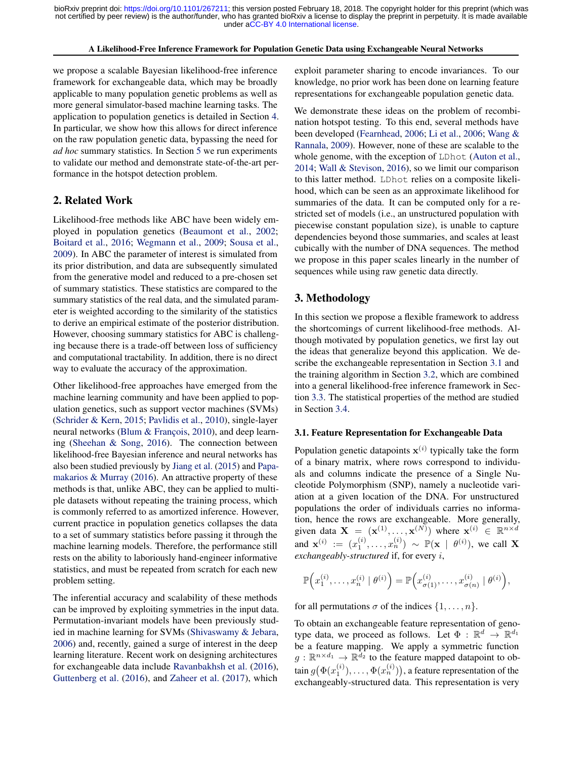we propose a scalable Bayesian likelihood-free inference framework for exchangeable data, which may be broadly applicable to many population genetic problems as well as more general simulator-based machine learning tasks. The application to population genetics is detailed in Section 4. In particular, we show how this allows for direct inference on the raw population genetic data, bypassing the need for *ad hoc* summary statistics. In Section 5 we run experiments to validate our method and demonstrate state-of-the-art performance in the hotspot detection problem.

## 2. Related Work

Likelihood-free methods like ABC have been widely employed in population genetics (Beaumont et al., 2002; Boitard et al., 2016; Wegmann et al., 2009; Sousa et al., 2009). In ABC the parameter of interest is simulated from its prior distribution, and data are subsequently simulated from the generative model and reduced to a pre-chosen set of summary statistics. These statistics are compared to the summary statistics of the real data, and the simulated parameter is weighted according to the similarity of the statistics to derive an empirical estimate of the posterior distribution. However, choosing summary statistics for ABC is challenging because there is a trade-off between loss of sufficiency and computational tractability. In addition, there is no direct way to evaluate the accuracy of the approximation.

Other likelihood-free approaches have emerged from the machine learning community and have been applied to population genetics, such as support vector machines (SVMs) (Schrider & Kern, 2015; Pavlidis et al., 2010), single-layer neural networks (Blum & François, 2010), and deep learning (Sheehan & Song, 2016). The connection between likelihood-free Bayesian inference and neural networks has also been studied previously by Jiang et al. (2015) and Papamakarios & Murray (2016). An attractive property of these methods is that, unlike ABC, they can be applied to multiple datasets without repeating the training process, which is commonly referred to as amortized inference. However, current practice in population genetics collapses the data to a set of summary statistics before passing it through the machine learning models. Therefore, the performance still rests on the ability to laboriously hand-engineer informative statistics, and must be repeated from scratch for each new problem setting.

The inferential accuracy and scalability of these methods can be improved by exploiting symmetries in the input data. Permutation-invariant models have been previously studied in machine learning for SVMs (Shivaswamy & Jebara, 2006) and, recently, gained a surge of interest in the deep learning literature. Recent work on designing architectures for exchangeable data include Ravanbakhsh et al. (2016), Guttenberg et al. (2016), and Zaheer et al. (2017), which exploit parameter sharing to encode invariances. To our knowledge, no prior work has been done on learning feature representations for exchangeable population genetic data.

We demonstrate these ideas on the problem of recombination hotspot testing. To this end, several methods have been developed (Fearnhead, 2006; Li et al., 2006; Wang & Rannala, 2009). However, none of these are scalable to the whole genome, with the exception of `LDhot` (Auton et al., 2014; Wall & Stevison, 2016), so we limit our comparison to this latter method. `LDhot` relies on a composite likelihood, which can be seen as an approximate likelihood for summaries of the data. It can be computed only for a restricted set of models (i.e., an unstructured population with piecewise constant population size), is unable to capture dependencies beyond those summaries, and scales at least cubically with the number of DNA sequences. The method we propose in this paper scales linearly in the number of sequences while using raw genetic data directly.

## 3. Methodology

In this section we propose a flexible framework to address the shortcomings of current likelihood-free methods. Although motivated by population genetics, we first lay out the ideas that generalize beyond this application. We describe the exchangeable representation in Section 3.1 and the training algorithm in Section 3.2, which are combined into a general likelihood-free inference framework in Section 3.3. The statistical properties of the method are studied in Section 3.4.

### 3.1. Feature Representation for Exchangeable Data

Population genetic datapoints $\mathbf{x}^{(i)}$ typically take the form of a binary matrix, where rows correspond to individuals and columns indicate the presence of a Single Nucleotide Polymorphism (SNP), namely a nucleotide variation at a given location of the DNA. For unstructured populations the order of individuals carries no information, hence the rows are exchangeable. More generally, given data $\mathbf{X} = (\mathbf{x}^{(1)}, \ldots, \mathbf{x}^{(N)})$ where $\mathbf{x}^{(i)} \in \mathbb{R}^{n \times d}$ and $\mathbf{x}^{(i)} := (x_1^{(i)}, \ldots, x_n^{(i)}) \sim \mathbb{P}(\mathbf{x} \mid \theta^{(i)})$, we call $\mathbf{X}$ *exchangeably-structured* if, for every $i$,

$$\mathbb{P}\Big(x_1^{(i)}, \ldots, x_n^{(i)} \mid \theta^{(i)}\Big) = \mathbb{P}\Big(x_{\sigma(1)}^{(i)}, \ldots, x_{\sigma(n)}^{(i)} \mid \theta^{(i)}\Big),$$

for all permutations $\sigma$ of the indices $\{1, \ldots, n\}$.

To obtain an exchangeable feature representation of genotype data, we proceed as follows. Let $\Phi : \mathbb{R}^d \to \mathbb{R}^{d_1}$ be a feature mapping. We apply a symmetric function $g : \mathbb{R}^{n \times d_1} \to \mathbb{R}^{d_2}$ to the feature mapped datapoint to obtain $g\big(\Phi(x_1^{(i)}), \ldots, \Phi(x_n^{(i)})\big)$, a feature representation of the exchangeably-structured data. This representation is very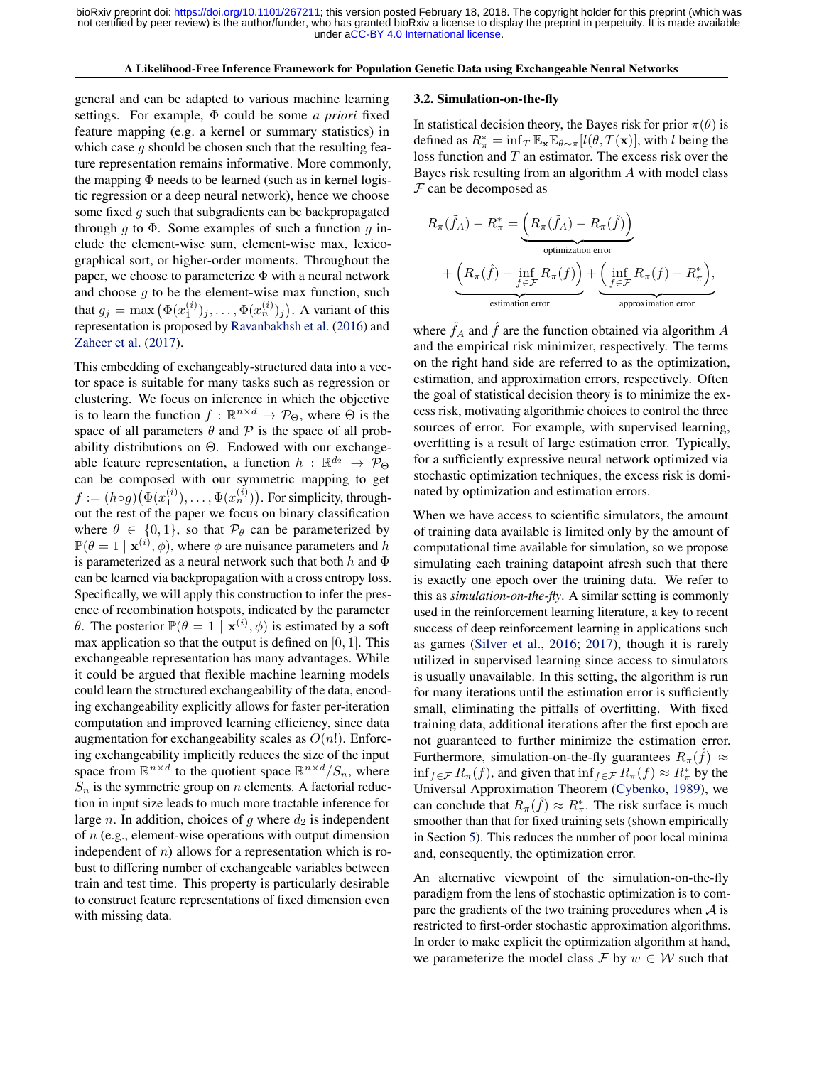general and can be adapted to various machine learning settings. For example, $\Phi$ could be some *a priori* fixed feature mapping (e.g. a kernel or summary statistics) in which case $g$ should be chosen such that the resulting feature representation remains informative. More commonly, the mapping $\Phi$ needs to be learned (such as in kernel logistic regression or a deep neural network), hence we choose some fixed $g$ such that subgradients can be backpropagated through $g$ to $\Phi$. Some examples of such a function $g$ include the element-wise sum, element-wise max, lexicographical sort, or higher-order moments. Throughout the paper, we choose to parameterize $\Phi$ with a neural network and choose $g$ to be the element-wise max function, such that $g_j = \max\left(\Phi(x_1^{(i)})_j, \ldots, \Phi(x_n^{(i)})_j\right)$. A variant of this representation is proposed by Ravanbakhsh et al. (2016) and Zaheer et al. (2017).

This embedding of exchangeably-structured data into a vector space is suitable for many tasks such as regression or clustering. We focus on inference in which the objective is to learn the function $f : \mathbb{R}^{n\times d} \to \mathcal{P}_\Theta$, where $\Theta$ is the space of all parameters $\theta$ and $\mathcal{P}$ is the space of all probability distributions on $\Theta$. Endowed with our exchangeable feature representation, a function $h : \mathbb{R}^{d_2} \to \mathcal{P}_\Theta$ can be composed with our symmetric mapping to get $f := (h \circ g)\big(\Phi(x_1^{(i)}), \ldots, \Phi(x_n^{(i)})\big)$. For simplicity, throughout the rest of the paper we focus on binary classification where $\theta \in \{0, 1\}$, so that $\mathcal{P}_\theta$ can be parameterized by $\mathbb{P}(\theta = 1 \mid \mathbf{x}^{(i)}, \phi)$, where $\phi$ are nuisance parameters and $h$ is parameterized as a neural network such that both $h$ and $\Phi$ can be learned via backpropagation with a cross entropy loss. Specifically, we will apply this construction to infer the presence of recombination hotspots, indicated by the parameter $\theta$. The posterior $\mathbb{P}(\theta = 1 \mid \mathbf{x}^{(i)}, \phi)$ is estimated by a soft max application so that the output is defined on $[0, 1]$. This exchangeable representation has many advantages. While it could be argued that flexible machine learning models could learn the structured exchangeability of the data, encoding exchangeability explicitly allows for faster per-iteration computation and improved learning efficiency, since data augmentation for exchangeability scales as $O(n!)$. Enforcing exchangeability implicitly reduces the size of the input space from $\mathbb{R}^{n\times d}$ to the quotient space $\mathbb{R}^{n\times d}/S_n$, where $S_n$ is the symmetric group on $n$ elements. A factorial reduction in input size leads to much more tractable inference for large $n$. In addition, choices of $g$ where $d_2$ is independent of $n$ (e.g., element-wise operations with output dimension independent of $n$) allows for a representation which is robust to differing number of exchangeable variables between train and test time. This property is particularly desirable to construct feature representations of fixed dimension even with missing data.

### 3.2. Simulation-on-the-fly

In statistical decision theory, the Bayes risk for prior $\pi(\theta)$ is defined as $R_\pi^* = \inf_T \mathbb{E}_\mathbf{x}\mathbb{E}_{\theta\sim\pi}[l(\theta, T(\mathbf{x})]$, with $l$ being the loss function and $T$ an estimator. The excess risk over the Bayes risk resulting from an algorithm $A$ with model class $\mathcal{F}$ can be decomposed as

$$
\begin{aligned}
R_\pi(\tilde{f}_A) - R_\pi^* &= \underbrace{\Big(R_\pi(\tilde{f}_A) - R_\pi(\hat{f})\Big)}_{\text{optimization error}} \\
&+ \underbrace{\Big(R_\pi(\hat{f}) - \inf_{f\in\mathcal{F}} R_\pi(f)\Big)}_{\text{estimation error}} + \underbrace{\Big(\inf_{f\in\mathcal{F}} R_\pi(f) - R_\pi^*\Big)}_{\text{approximation error}},
\end{aligned}
$$

where $\tilde{f}_A$ and $\hat{f}$ are the function obtained via algorithm $A$ and the empirical risk minimizer, respectively. The terms on the right hand side are referred to as the optimization, estimation, and approximation errors, respectively. Often the goal of statistical decision theory is to minimize the excess risk, motivating algorithmic choices to control the three sources of error. For example, with supervised learning, overfitting is a result of large estimation error. Typically, for a sufficiently expressive neural network optimized via stochastic optimization techniques, the excess risk is dominated by optimization and estimation errors.

When we have access to scientific simulators, the amount of training data available is limited only by the amount of computational time available for simulation, so we propose simulating each training datapoint afresh such that there is exactly one epoch over the training data. We refer to this as *simulation-on-the-fly*. A similar setting is commonly used in the reinforcement learning literature, a key to recent success of deep reinforcement learning in applications such as games (Silver et al., 2016; 2017), though it is rarely utilized in supervised learning since access to simulators is usually unavailable. In this setting, the algorithm is run for many iterations until the estimation error is sufficiently small, eliminating the pitfalls of overfitting. With fixed training data, additional iterations after the first epoch are not guaranteed to further minimize the estimation error. Furthermore, simulation-on-the-fly guarantees $R_\pi(\hat{f}) \approx \inf_{f\in\mathcal{F}} R_\pi(f)$, and given that $\inf_{f\in\mathcal{F}} R_\pi(f) \approx R_\pi^*$ by the Universal Approximation Theorem (Cybenko, 1989), we can conclude that $R_\pi(\hat{f}) \approx R_\pi^*$. The risk surface is much smoother than that for fixed training sets (shown empirically in Section 5). This reduces the number of poor local minima and, consequently, the optimization error.

An alternative viewpoint of the simulation-on-the-fly paradigm from the lens of stochastic optimization is to compare the gradients of the two training procedures when $\mathcal{A}$ is restricted to first-order stochastic approximation algorithms. In order to make explicit the optimization algorithm at hand, we parameterize the model class $\mathcal{F}$ by $w \in \mathcal{W}$ such that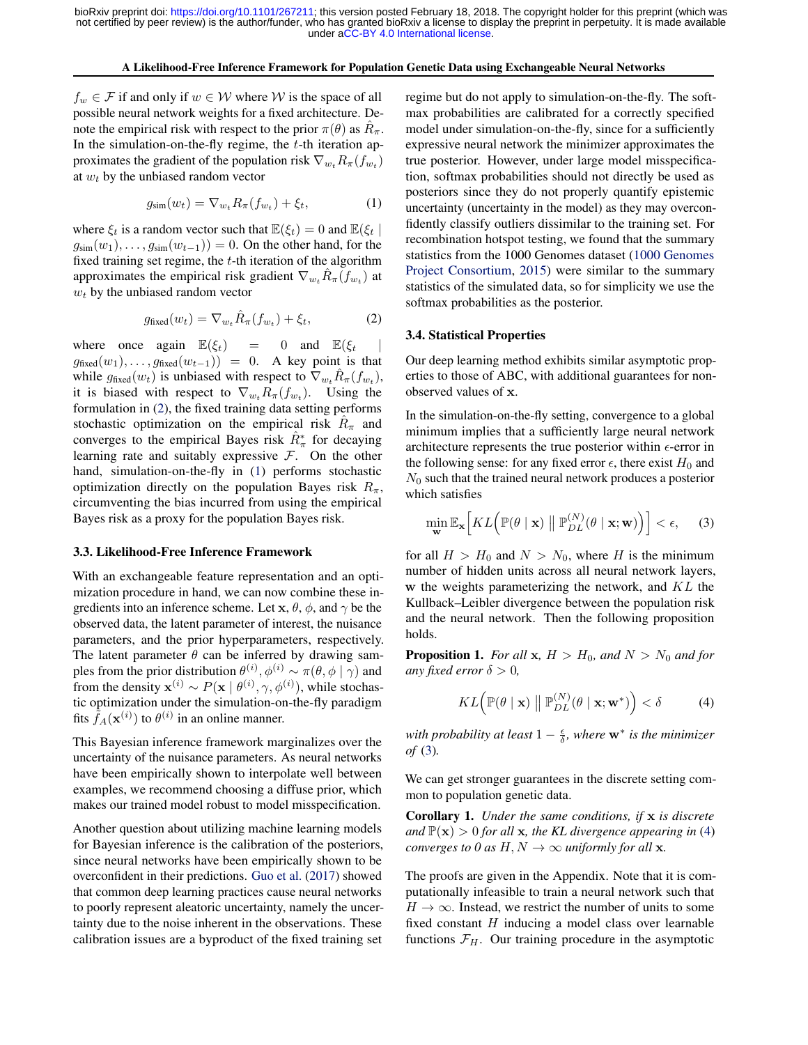$f_w \in \mathcal{F}$ if and only if $w \in \mathcal{W}$ where $\mathcal{W}$ is the space of all possible neural network weights for a fixed architecture. Denote the empirical risk with respect to the prior $\pi(\theta)$ as $\hat{R}_\pi$. In the simulation-on-the-fly regime, the $t$-th iteration approximates the gradient of the population risk $\nabla_{w_t} R_\pi(f_{w_t})$ at $w_t$ by the unbiased random vector

$$g_{\text{sim}}(w_t) = \nabla_{w_t} R_\pi(f_{w_t}) + \xi_t, \tag{1}$$

where $\xi_t$ is a random vector such that $\mathbb{E}(\xi_t) = 0$ and $\mathbb{E}(\xi_t \mid g_{\text{sim}}(w_1), \ldots, g_{\text{sim}}(w_{t-1})) = 0$. On the other hand, for the fixed training set regime, the $t$-th iteration of the algorithm approximates the empirical risk gradient $\nabla_{w_t} \hat{R}_\pi(f_{w_t})$ at $w_t$ by the unbiased random vector

$$g_{\text{fixed}}(w_t) = \nabla_{w_t} \hat{R}_\pi(f_{w_t}) + \xi_t, \tag{2}$$

where once again $\mathbb{E}(\xi_t) = 0$ and $\mathbb{E}(\xi_t \mid g_{\text{fixed}}(w_1), \ldots, g_{\text{fixed}}(w_{t-1})) = 0$. A key point is that while $g_{\text{fixed}}(w_t)$ is unbiased with respect to $\nabla_{w_t} \hat{R}_\pi(f_{w_t})$, it is biased with respect to $\nabla_{w_t} R_\pi(f_{w_t})$. Using the formulation in (2), the fixed training data setting performs stochastic optimization on the empirical risk $\hat{R}_\pi$ and converges to the empirical Bayes risk $\hat{R}^*_\pi$ for decaying learning rate and suitably expressive $\mathcal{F}$. On the other hand, simulation-on-the-fly in (1) performs stochastic optimization directly on the population Bayes risk $R_\pi$, circumventing the bias incurred from using the empirical Bayes risk as a proxy for the population Bayes risk.

### 3.3. Likelihood-Free Inference Framework

With an exchangeable feature representation and an optimization procedure in hand, we can now combine these ingredients into an inference scheme. Let $\mathbf{x}$, $\theta$, $\phi$, and $\gamma$ be the observed data, the latent parameter of interest, the nuisance parameters, and the prior hyperparameters, respectively. The latent parameter $\theta$ can be inferred by drawing samples from the prior distribution $\theta^{(i)}, \phi^{(i)} \sim \pi(\theta, \phi \mid \gamma)$ and from the density $\mathbf{x}^{(i)} \sim P(\mathbf{x} \mid \theta^{(i)}, \gamma, \phi^{(i)})$, while stochastic optimization under the simulation-on-the-fly paradigm fits $\hat{f}_A(\mathbf{x}^{(i)})$ to $\theta^{(i)}$ in an online manner.

This Bayesian inference framework marginalizes over the uncertainty of the nuisance parameters. As neural networks have been empirically shown to interpolate well between examples, we recommend choosing a diffuse prior, which makes our trained model robust to model misspecification.

Another question about utilizing machine learning models for Bayesian inference is the calibration of the posteriors, since neural networks have been empirically shown to be overconfident in their predictions. Guo et al. (2017) showed that common deep learning practices cause neural networks to poorly represent aleatoric uncertainty, namely the uncertainty due to the noise inherent in the observations. These calibration issues are a byproduct of the fixed training set regime but do not apply to simulation-on-the-fly. The softmax probabilities are calibrated for a correctly specified model under simulation-on-the-fly, since for a sufficiently expressive neural network the minimizer approximates the true posterior. However, under large model misspecification, softmax probabilities should not directly be used as posteriors since they do not properly quantify epistemic uncertainty (uncertainty in the model) as they may overconfidently classify outliers dissimilar to the training set. For recombination hotspot testing, we found that the summary statistics from the 1000 Genomes dataset (1000 Genomes Project Consortium, 2015) were similar to the summary statistics of the simulated data, so for simplicity we use the softmax probabilities as the posterior.

### 3.4. Statistical Properties

Our deep learning method exhibits similar asymptotic properties to those of ABC, with additional guarantees for non-observed values of $\mathbf{x}$.

In the simulation-on-the-fly setting, convergence to a global minimum implies that a sufficiently large neural network architecture represents the true posterior within $\epsilon$-error in the following sense: for any fixed error $\epsilon$, there exist $H_0$ and $N_0$ such that the trained neural network produces a posterior which satisfies

$$\min_{\mathbf{w}} \mathbb{E}_{\mathbf{x}} \Big[ KL\Big( \mathbb{P}(\theta \mid \mathbf{x}) \,\Big\|\, \mathbb{P}^{(N)}_{DL}(\theta \mid \mathbf{x}; \mathbf{w}) \Big) \Big] < \epsilon, \tag{3}$$

for all $H > H_0$ and $N > N_0$, where $H$ is the minimum number of hidden units across all neural network layers, $\mathbf{w}$ the weights parameterizing the network, and $KL$ the Kullback–Leibler divergence between the population risk and the neural network. Then the following proposition holds.

**Proposition 1.** *For all $\mathbf{x}$, $H > H_0$, and $N > N_0$ and for any fixed error $\delta > 0$,*

$$KL\Big( \mathbb{P}(\theta \mid \mathbf{x}) \,\Big\|\, \mathbb{P}^{(N)}_{DL}(\theta \mid \mathbf{x}; \mathbf{w}^*) \Big) < \delta \tag{4}$$

*with probability at least $1 - \frac{\epsilon}{\delta}$, where $\mathbf{w}^*$ is the minimizer of (3).*

We can get stronger guarantees in the discrete setting common to population genetic data.

**Corollary 1.** *Under the same conditions, if $\mathbf{x}$ is discrete and $\mathbb{P}(\mathbf{x}) > 0$ for all $\mathbf{x}$, the KL divergence appearing in (4) converges to 0 as $H, N \to \infty$ uniformly for all $\mathbf{x}$.*

The proofs are given in the Appendix. Note that it is computationally infeasible to train a neural network such that $H \to \infty$. Instead, we restrict the number of units to some fixed constant $H$ inducing a model class over learnable functions $\mathcal{F}_H$. Our training procedure in the asymptotic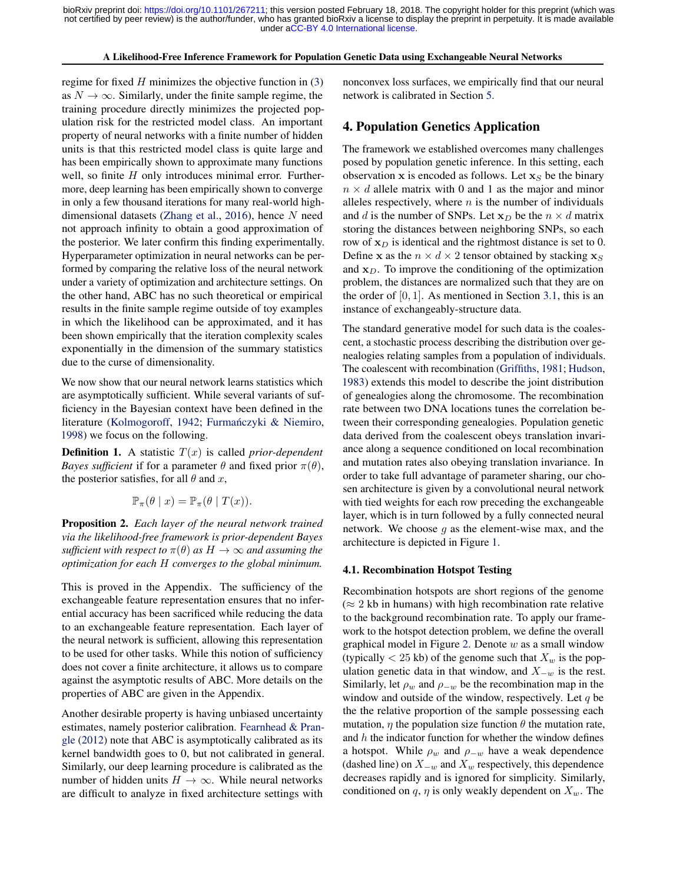regime for fixed $H$ minimizes the objective function in (3) as $N \to \infty$. Similarly, under the finite sample regime, the training procedure directly minimizes the projected population risk for the restricted model class. An important property of neural networks with a finite number of hidden units is that this restricted model class is quite large and has been empirically shown to approximate many functions well, so finite $H$ only introduces minimal error. Furthermore, deep learning has been empirically shown to converge in only a few thousand iterations for many real-world high-dimensional datasets (Zhang et al., 2016), hence $N$ need not approach infinity to obtain a good approximation of the posterior. We later confirm this finding experimentally. Hyperparameter optimization in neural networks can be performed by comparing the relative loss of the neural network under a variety of optimization and architecture settings. On the other hand, ABC has no such theoretical or empirical results in the finite sample regime outside of toy examples in which the likelihood can be approximated, and it has been shown empirically that the iteration complexity scales exponentially in the dimension of the summary statistics due to the curse of dimensionality.

We now show that our neural network learns statistics which are asymptotically sufficient. While several variants of sufficiency in the Bayesian context have been defined in the literature (Kolmogoroff, 1942; Furmańczyki & Niemiro, 1998) we focus on the following.

**Definition 1.** A statistic $T(x)$ is called *prior-dependent Bayes sufficient* if for a parameter $\theta$ and fixed prior $\pi(\theta)$, the posterior satisfies, for all $\theta$ and $x$,

$$\mathbb{P}_\pi(\theta \mid x) = \mathbb{P}_\pi(\theta \mid T(x)).$$

**Proposition 2.** *Each layer of the neural network trained via the likelihood-free framework is prior-dependent Bayes sufficient with respect to $\pi(\theta)$ as $H \to \infty$ and assuming the optimization for each $H$ converges to the global minimum.*

This is proved in the Appendix. The sufficiency of the exchangeable feature representation ensures that no inferential accuracy has been sacrificed while reducing the data to an exchangeable feature representation. Each layer of the neural network is sufficient, allowing this representation to be used for other tasks. While this notion of sufficiency does not cover a finite architecture, it allows us to compare against the asymptotic results of ABC. More details on the properties of ABC are given in the Appendix.

Another desirable property is having unbiased uncertainty estimates, namely posterior calibration. Fearnhead & Prangle (2012) note that ABC is asymptotically calibrated as its kernel bandwidth goes to 0, but not calibrated in general. Similarly, our deep learning procedure is calibrated as the number of hidden units $H \to \infty$. While neural networks are difficult to analyze in fixed architecture settings with nonconvex loss surfaces, we empirically find that our neural network is calibrated in Section 5.

## 4. Population Genetics Application

The framework we established overcomes many challenges posed by population genetic inference. In this setting, each observation $\mathbf{x}$ is encoded as follows. Let $\mathbf{x}_S$ be the binary $n \times d$ allele matrix with 0 and 1 as the major and minor alleles respectively, where $n$ is the number of individuals and $d$ is the number of SNPs. Let $\mathbf{x}_D$ be the $n \times d$ matrix storing the distances between neighboring SNPs, so each row of $\mathbf{x}_D$ is identical and the rightmost distance is set to 0. Define $\mathbf{x}$ as the $n \times d \times 2$ tensor obtained by stacking $\mathbf{x}_S$ and $\mathbf{x}_D$. To improve the conditioning of the optimization problem, the distances are normalized such that they are on the order of $[0, 1]$. As mentioned in Section 3.1, this is an instance of exchangeably-structure data.

The standard generative model for such data is the coalescent, a stochastic process describing the distribution over genealogies relating samples from a population of individuals. The coalescent with recombination (Griffiths, 1981; Hudson, 1983) extends this model to describe the joint distribution of genealogies along the chromosome. The recombination rate between two DNA locations tunes the correlation between their corresponding genealogies. Population genetic data derived from the coalescent obeys translation invariance along a sequence conditioned on local recombination and mutation rates also obeying translation invariance. In order to take full advantage of parameter sharing, our chosen architecture is given by a convolutional neural network with tied weights for each row preceding the exchangeable layer, which is in turn followed by a fully connected neural network. We choose $g$ as the element-wise max, and the architecture is depicted in Figure 1.

### 4.1. Recombination Hotspot Testing

Recombination hotspots are short regions of the genome ($\approx 2$ kb in humans) with high recombination rate relative to the background recombination rate. To apply our framework to the hotspot detection problem, we define the overall graphical model in Figure 2. Denote $w$ as a small window (typically $< 25$ kb) of the genome such that $X_w$ is the population genetic data in that window, and $X_{-w}$ is the rest. Similarly, let $\rho_w$ and $\rho_{-w}$ be the recombination map in the window and outside of the window, respectively. Let $q$ be the the relative proportion of the sample possessing each mutation, $\eta$ the population size function $\theta$ the mutation rate, and $h$ the indicator function for whether the window defines a hotspot. While $\rho_w$ and $\rho_{-w}$ have a weak dependence (dashed line) on $X_{-w}$ and $X_w$ respectively, this dependence decreases rapidly and is ignored for simplicity. Similarly, conditioned on $q$, $\eta$ is only weakly dependent on $X_w$. The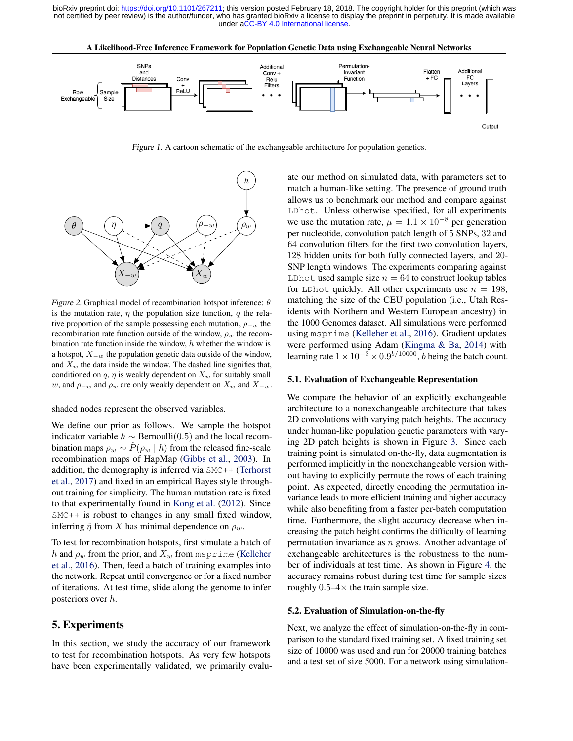Figure 1. A cartoon schematic of the exchangeable architecture for population genetics.

Figure 2. Graphical model of recombination hotspot inference: $\theta$ is the mutation rate, $\eta$ the population size function, $q$ the relative proportion of the sample possessing each mutation, $\rho_{-w}$ the recombination rate function outside of the window, $\rho_w$ the recombination rate function inside the window, $h$ whether the window is a hotspot, $X_{-w}$ the population genetic data outside of the window, and $X_w$ the data inside the window. The dashed line signifies that, conditioned on $q$, $\eta$ is weakly dependent on $X_w$ for suitably small $w$, and $\rho_{-w}$ and $\rho_w$ are only weakly dependent on $X_w$ and $X_{-w}$.

shaded nodes represent the observed variables.

We define our prior as follows. We sample the hotspot indicator variable $h \sim \text{Bernoulli}(0.5)$ and the local recombination maps $\rho_w \sim \hat{P}(\rho_w \mid h)$ from the released fine-scale recombination maps of HapMap (Gibbs et al., 2003). In addition, the demography is inferred via SMC++ (Terhorst et al., 2017) and fixed in an empirical Bayes style throughout training for simplicity. The human mutation rate is fixed to that experimentally found in Kong et al. (2012). Since SMC++ is robust to changes in any small fixed window, inferring $\hat{\eta}$ from $X$ has minimal dependence on $\rho_w$.

To test for recombination hotspots, first simulate a batch of $h$ and $\rho_w$ from the prior, and $X_w$ from msprime (Kelleher et al., 2016). Then, feed a batch of training examples into the network. Repeat until convergence or for a fixed number of iterations. At test time, slide along the genome to infer posteriors over $h$.

## 5. Experiments

In this section, we study the accuracy of our framework to test for recombination hotspots. As very few hotspots have been experimentally validated, we primarily evaluate our method on simulated data, with parameters set to match a human-like setting. The presence of ground truth allows us to benchmark our method and compare against LDhot. Unless otherwise specified, for all experiments we use the mutation rate, $\mu = 1.1 \times 10^{-8}$ per generation per nucleotide, convolution patch length of 5 SNPs, 32 and 64 convolution filters for the first two convolution layers, 128 hidden units for both fully connected layers, and 20-SNP length windows. The experiments comparing against LDhot used sample size $n = 64$ to construct lookup tables for LDhot quickly. All other experiments use $n = 198$, matching the size of the CEU population (i.e., Utah Residents with Northern and Western European ancestry) in the 1000 Genomes dataset. All simulations were performed using msprime (Kelleher et al., 2016). Gradient updates were performed using Adam (Kingma & Ba, 2014) with learning rate $1 \times 10^{-3} \times 0.9^{b/10000}$, $b$ being the batch count.

### 5.1. Evaluation of Exchangeable Representation

We compare the behavior of an explicitly exchangeable architecture to a nonexchangeable architecture that takes 2D convolutions with varying patch heights. The accuracy under human-like population genetic parameters with varying 2D patch heights is shown in Figure 3. Since each training point is simulated on-the-fly, data augmentation is performed implicitly in the nonexchangeable version without having to explicitly permute the rows of each training point. As expected, directly encoding the permutation invariance leads to more efficient training and higher accuracy while also benefiting from a faster per-batch computation time. Furthermore, the slight accuracy decrease when increasing the patch height confirms the difficulty of learning permutation invariance as $n$ grows. Another advantage of exchangeable architectures is the robustness to the number of individuals at test time. As shown in Figure 4, the accuracy remains robust during test time for sample sizes roughly 0.5–4× the train sample size.

### 5.2. Evaluation of Simulation-on-the-fly

Next, we analyze the effect of simulation-on-the-fly in comparison to the standard fixed training set. A fixed training set size of 10000 was used and run for 20000 training batches and a test set of size 5000. For a network using simulation-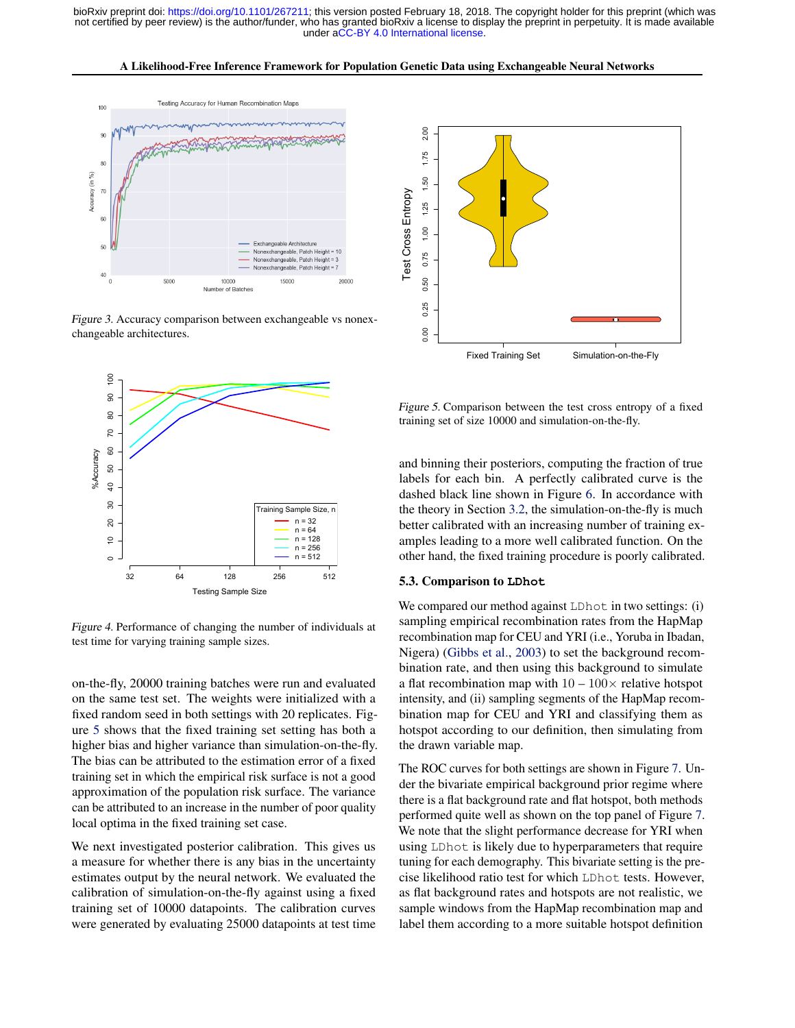*Figure 3.* Accuracy comparison between exchangeable vs nonexchangeable architectures.

*Figure 4.* Performance of changing the number of individuals at test time for varying training sample sizes.

on-the-fly, 20000 training batches were run and evaluated on the same test set. The weights were initialized with a fixed random seed in both settings with 20 replicates. Figure 5 shows that the fixed training set setting has both a higher bias and higher variance than simulation-on-the-fly. The bias can be attributed to the estimation error of a fixed training set in which the empirical risk surface is not a good approximation of the population risk surface. The variance can be attributed to an increase in the number of poor quality local optima in the fixed training set case.

We next investigated posterior calibration. This gives us a measure for whether there is any bias in the uncertainty estimates output by the neural network. We evaluated the calibration of simulation-on-the-fly against using a fixed training set of 10000 datapoints. The calibration curves were generated by evaluating 25000 datapoints at test time

*Figure 5.* Comparison between the test cross entropy of a fixed training set of size 10000 and simulation-on-the-fly.

and binning their posteriors, computing the fraction of true labels for each bin. A perfectly calibrated curve is the dashed black line shown in Figure 6. In accordance with the theory in Section 3.2, the simulation-on-the-fly is much better calibrated with an increasing number of training examples leading to a more well calibrated function. On the other hand, the fixed training procedure is poorly calibrated.

### 5.3. Comparison to `LDhot`

We compared our method against `LDhot` in two settings: (i) sampling empirical recombination rates from the HapMap recombination map for CEU and YRI (i.e., Yoruba in Ibadan, Nigera) (Gibbs et al., 2003) to set the background recombination rate, and then using this background to simulate a flat recombination map with $10 - 100\times$ relative hotspot intensity, and (ii) sampling segments of the HapMap recombination map for CEU and YRI and classifying them as hotspot according to our definition, then simulating from the drawn variable map.

The ROC curves for both settings are shown in Figure 7. Under the bivariate empirical background prior regime where there is a flat background rate and flat hotspot, both methods performed quite well as shown on the top panel of Figure 7. We note that the slight performance decrease for YRI when using `LDhot` is likely due to hyperparameters that require tuning for each demography. This bivariate setting is the precise likelihood ratio test for which `LDhot` tests. However, as flat background rates and hotspots are not realistic, we sample windows from the HapMap recombination map and label them according to a more suitable hotspot definition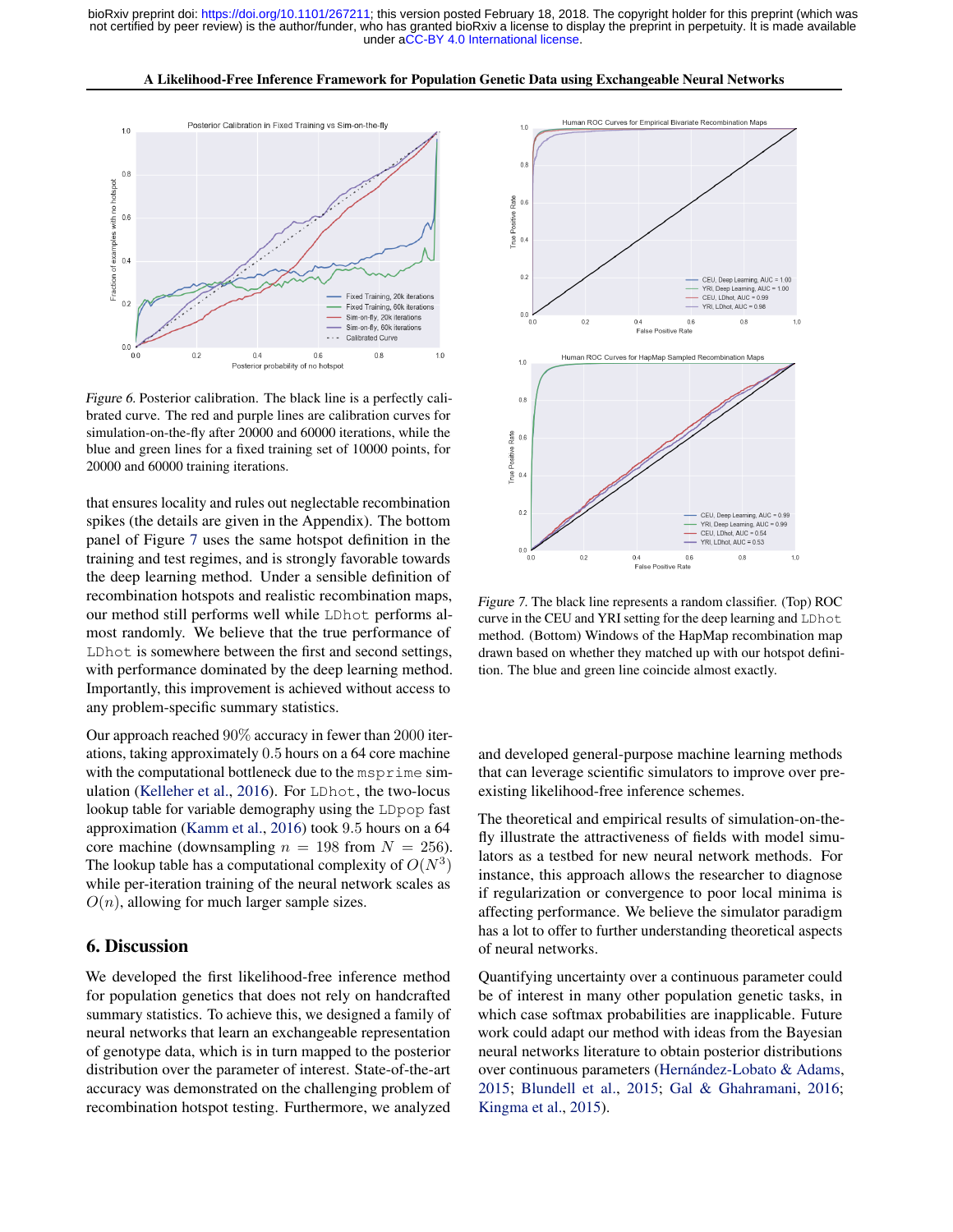*Figure 6.* Posterior calibration. The black line is a perfectly calibrated curve. The red and purple lines are calibration curves for simulation-on-the-fly after 20000 and 60000 iterations, while the blue and green lines for a fixed training set of 10000 points, for 20000 and 60000 training iterations.

that ensures locality and rules out neglectable recombination spikes (the details are given in the Appendix). The bottom panel of Figure 7 uses the same hotspot definition in the training and test regimes, and is strongly favorable towards the deep learning method. Under a sensible definition of recombination hotspots and realistic recombination maps, our method still performs well while LDhot performs almost randomly. We believe that the true performance of LDhot is somewhere between the first and second settings, with performance dominated by the deep learning method. Importantly, this improvement is achieved without access to any problem-specific summary statistics.

Our approach reached $90\%$ accuracy in fewer than 2000 iterations, taking approximately $0.5$ hours on a 64 core machine with the computational bottleneck due to the msprime simulation (Kelleher et al., 2016). For LDhot, the two-locus lookup table for variable demography using the LDpop fast approximation (Kamm et al., 2016) took $9.5$ hours on a 64 core machine (downsampling $n = 198$ from $N = 256$). The lookup table has a computational complexity of $O(N^3)$ while per-iteration training of the neural network scales as $O(n)$, allowing for much larger sample sizes.

## 6. Discussion

We developed the first likelihood-free inference method for population genetics that does not rely on handcrafted summary statistics. To achieve this, we designed a family of neural networks that learn an exchangeable representation of genotype data, which is in turn mapped to the posterior distribution over the parameter of interest. State-of-the-art accuracy was demonstrated on the challenging problem of recombination hotspot testing. Furthermore, we analyzed and developed general-purpose machine learning methods that can leverage scientific simulators to improve over pre-existing likelihood-free inference schemes.

*Figure 7.* The black line represents a random classifier. (Top) ROC curve in the CEU and YRI setting for the deep learning and LDhot method. (Bottom) Windows of the HapMap recombination map drawn based on whether they matched up with our hotspot definition. The blue and green line coincide almost exactly.

The theoretical and empirical results of simulation-on-the-fly illustrate the attractiveness of fields with model simulators as a testbed for new neural network methods. For instance, this approach allows the researcher to diagnose if regularization or convergence to poor local minima is affecting performance. We believe the simulator paradigm has a lot to offer to further understanding theoretical aspects of neural networks.

Quantifying uncertainty over a continuous parameter could be of interest in many other population genetic tasks, in which case softmax probabilities are inapplicable. Future work could adapt our method with ideas from the Bayesian neural networks literature to obtain posterior distributions over continuous parameters (Hernández-Lobato & Adams, 2015; Blundell et al., 2015; Gal & Ghahramani, 2016; Kingma et al., 2015).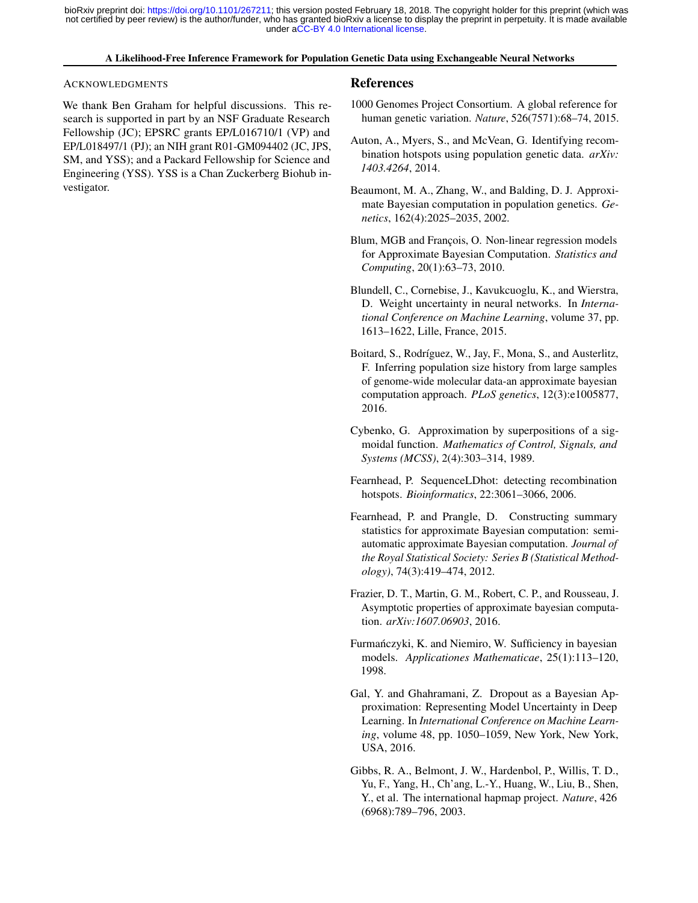Acknowledgments

We thank Ben Graham for helpful discussions. This research is supported in part by an NSF Graduate Research Fellowship (JC); EPSRC grants EP/L016710/1 (VP) and EP/L018497/1 (PJ); an NIH grant R01-GM094402 (JC, JPS, SM, and YSS); and a Packard Fellowship for Science and Engineering (YSS). YSS is a Chan Zuckerberg Biohub investigator.

## References

1000 Genomes Project Consortium. A global reference for human genetic variation. *Nature*, 526(7571):68–74, 2015.

Auton, A., Myers, S., and McVean, G. Identifying recombination hotspots using population genetic data. *arXiv: 1403.4264*, 2014.

Beaumont, M. A., Zhang, W., and Balding, D. J. Approximate Bayesian computation in population genetics. *Genetics*, 162(4):2025–2035, 2002.

Blum, MGB and François, O. Non-linear regression models for Approximate Bayesian Computation. *Statistics and Computing*, 20(1):63–73, 2010.

Blundell, C., Cornebise, J., Kavukcuoglu, K., and Wierstra, D. Weight uncertainty in neural networks. In *International Conference on Machine Learning*, volume 37, pp. 1613–1622, Lille, France, 2015.

Boitard, S., Rodríguez, W., Jay, F., Mona, S., and Austerlitz, F. Inferring population size history from large samples of genome-wide molecular data-an approximate bayesian computation approach. *PLoS genetics*, 12(3):e1005877, 2016.

Cybenko, G. Approximation by superpositions of a sigmoidal function. *Mathematics of Control, Signals, and Systems (MCSS)*, 2(4):303–314, 1989.

Fearnhead, P. SequenceLDhot: detecting recombination hotspots. *Bioinformatics*, 22:3061–3066, 2006.

Fearnhead, P. and Prangle, D. Constructing summary statistics for approximate Bayesian computation: semi-automatic approximate Bayesian computation. *Journal of the Royal Statistical Society: Series B (Statistical Methodology)*, 74(3):419–474, 2012.

Frazier, D. T., Martin, G. M., Robert, C. P., and Rousseau, J. Asymptotic properties of approximate bayesian computation. *arXiv:1607.06903*, 2016.

Furmańczyki, K. and Niemiro, W. Sufficiency in bayesian models. *Applicationes Mathematicae*, 25(1):113–120, 1998.

Gal, Y. and Ghahramani, Z. Dropout as a Bayesian Approximation: Representing Model Uncertainty in Deep Learning. In *International Conference on Machine Learning*, volume 48, pp. 1050–1059, New York, New York, USA, 2016.

Gibbs, R. A., Belmont, J. W., Hardenbol, P., Willis, T. D., Yu, F., Yang, H., Ch'ang, L.-Y., Huang, W., Liu, B., Shen, Y., et al. The international hapmap project. *Nature*, 426 (6968):789–796, 2003.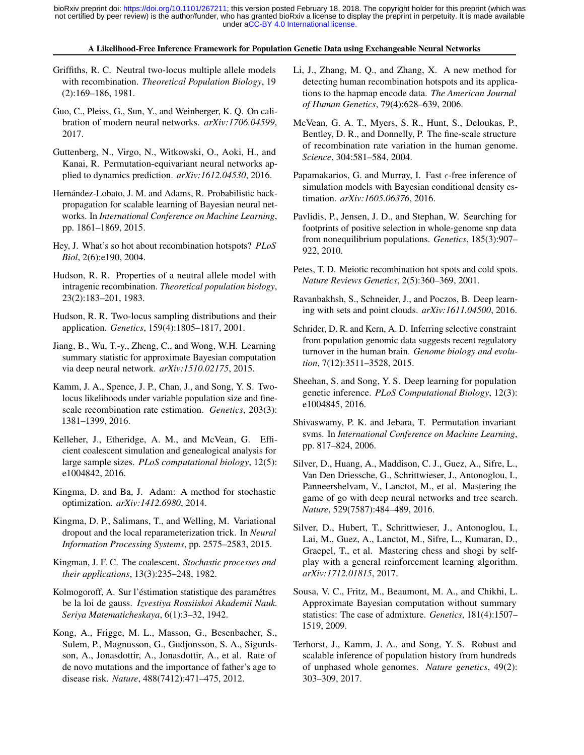Griffiths, R. C. Neutral two-locus multiple allele models with recombination. *Theoretical Population Biology*, 19 (2):169–186, 1981.

Guo, C., Pleiss, G., Sun, Y., and Weinberger, K. Q. On calibration of modern neural networks. *arXiv:1706.04599*, 2017.

Guttenberg, N., Virgo, N., Witkowski, O., Aoki, H., and Kanai, R. Permutation-equivariant neural networks applied to dynamics prediction. *arXiv:1612.04530*, 2016.

Hernández-Lobato, J. M. and Adams, R. Probabilistic backpropagation for scalable learning of Bayesian neural networks. In *International Conference on Machine Learning*, pp. 1861–1869, 2015.

Hey, J. What's so hot about recombination hotspots? *PLoS Biol*, 2(6):e190, 2004.

Hudson, R. R. Properties of a neutral allele model with intragenic recombination. *Theoretical population biology*, 23(2):183–201, 1983.

Hudson, R. R. Two-locus sampling distributions and their application. *Genetics*, 159(4):1805–1817, 2001.

Jiang, B., Wu, T.-y., Zheng, C., and Wong, W.H. Learning summary statistic for approximate Bayesian computation via deep neural network. *arXiv:1510.02175*, 2015.

Kamm, J. A., Spence, J. P., Chan, J., and Song, Y. S. Two-locus likelihoods under variable population size and fine-scale recombination rate estimation. *Genetics*, 203(3): 1381–1399, 2016.

Kelleher, J., Etheridge, A. M., and McVean, G. Efficient coalescent simulation and genealogical analysis for large sample sizes. *PLoS computational biology*, 12(5): e1004842, 2016.

Kingma, D. and Ba, J. Adam: A method for stochastic optimization. *arXiv:1412.6980*, 2014.

Kingma, D. P., Salimans, T., and Welling, M. Variational dropout and the local reparameterization trick. In *Neural Information Processing Systems*, pp. 2575–2583, 2015.

Kingman, J. F. C. The coalescent. *Stochastic processes and their applications*, 13(3):235–248, 1982.

Kolmogoroff, A. Sur l'éstimation statistique des paramétres be la loi de gauss. *Izvestiya Rossiiskoi Akademii Nauk. Seriya Matematicheskaya*, 6(1):3–32, 1942.

Kong, A., Frigge, M. L., Masson, G., Besenbacher, S., Sulem, P., Magnusson, G., Gudjonsson, S. A., Sigurdsson, A., Jonasdottir, A., Jonasdottir, A., et al. Rate of de novo mutations and the importance of father's age to disease risk. *Nature*, 488(7412):471–475, 2012.

Li, J., Zhang, M. Q., and Zhang, X. A new method for detecting human recombination hotspots and its applications to the hapmap encode data. *The American Journal of Human Genetics*, 79(4):628–639, 2006.

McVean, G. A. T., Myers, S. R., Hunt, S., Deloukas, P., Bentley, D. R., and Donnelly, P. The fine-scale structure of recombination rate variation in the human genome. *Science*, 304:581–584, 2004.

Papamakarios, G. and Murray, I. Fast $\epsilon$-free inference of simulation models with Bayesian conditional density estimation. *arXiv:1605.06376*, 2016.

Pavlidis, P., Jensen, J. D., and Stephan, W. Searching for footprints of positive selection in whole-genome snp data from nonequilibrium populations. *Genetics*, 185(3):907–922, 2010.

Petes, T. D. Meiotic recombination hot spots and cold spots. *Nature Reviews Genetics*, 2(5):360–369, 2001.

Ravanbakhsh, S., Schneider, J., and Poczos, B. Deep learning with sets and point clouds. *arXiv:1611.04500*, 2016.

Schrider, D. R. and Kern, A. D. Inferring selective constraint from population genomic data suggests recent regulatory turnover in the human brain. *Genome biology and evolution*, 7(12):3511–3528, 2015.

Sheehan, S. and Song, Y. S. Deep learning for population genetic inference. *PLoS Computational Biology*, 12(3): e1004845, 2016.

Shivaswamy, P. K. and Jebara, T. Permutation invariant svms. In *International Conference on Machine Learning*, pp. 817–824, 2006.

Silver, D., Huang, A., Maddison, C. J., Guez, A., Sifre, L., Van Den Driessche, G., Schrittwieser, J., Antonoglou, I., Panneershelvam, V., Lanctot, M., et al. Mastering the game of go with deep neural networks and tree search. *Nature*, 529(7587):484–489, 2016.

Silver, D., Hubert, T., Schrittwieser, J., Antonoglou, I., Lai, M., Guez, A., Lanctot, M., Sifre, L., Kumaran, D., Graepel, T., et al. Mastering chess and shogi by self-play with a general reinforcement learning algorithm. *arXiv:1712.01815*, 2017.

Sousa, V. C., Fritz, M., Beaumont, M. A., and Chikhi, L. Approximate Bayesian computation without summary statistics: The case of admixture. *Genetics*, 181(4):1507–1519, 2009.

Terhorst, J., Kamm, J. A., and Song, Y. S. Robust and scalable inference of population history from hundreds of unphased whole genomes. *Nature genetics*, 49(2): 303–309, 2017.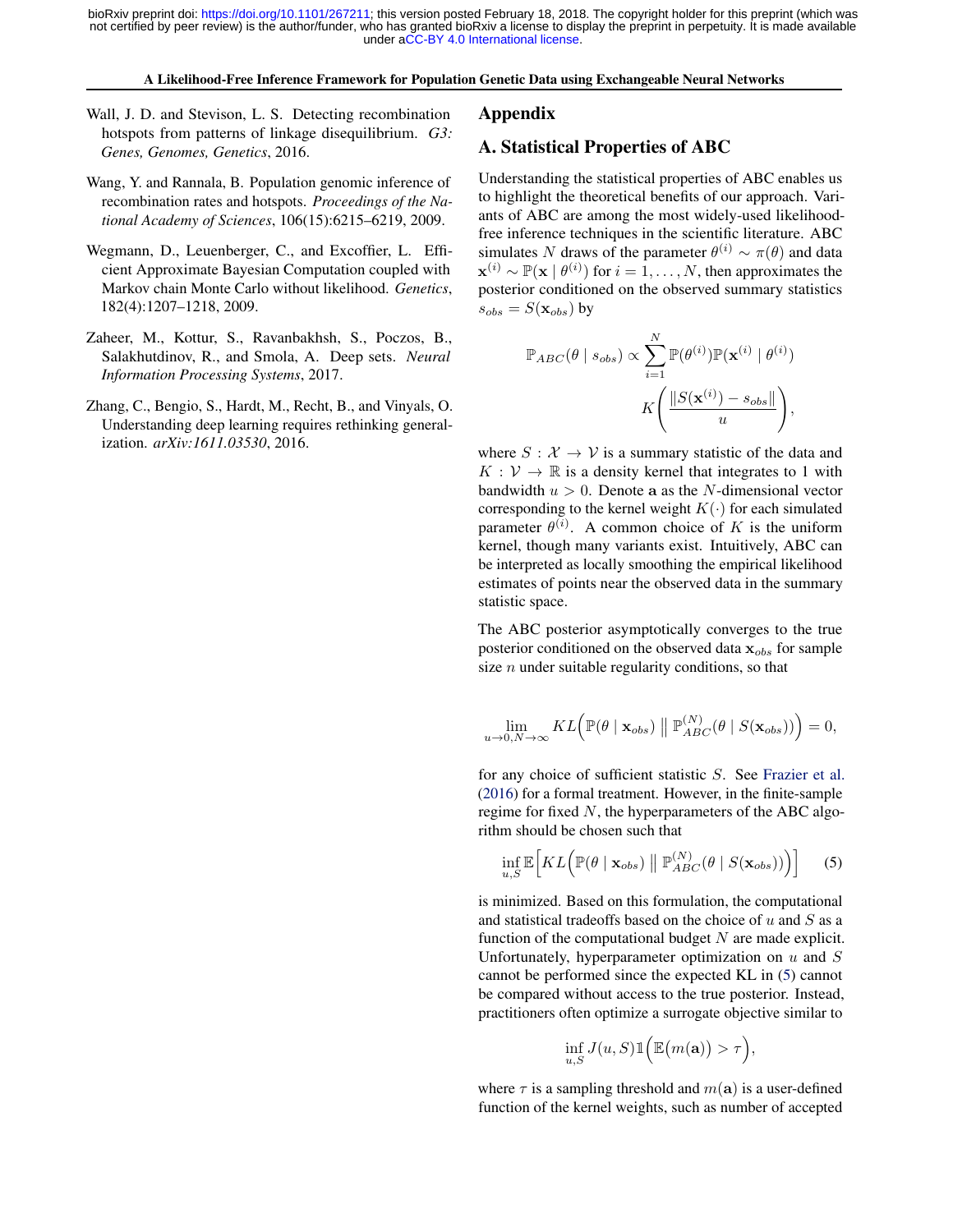Wall, J. D. and Stevison, L. S. Detecting recombination hotspots from patterns of linkage disequilibrium. *G3: Genes, Genomes, Genetics*, 2016.

Wang, Y. and Rannala, B. Population genomic inference of recombination rates and hotspots. *Proceedings of the National Academy of Sciences*, 106(15):6215–6219, 2009.

Wegmann, D., Leuenberger, C., and Excoffier, L. Efficient Approximate Bayesian Computation coupled with Markov chain Monte Carlo without likelihood. *Genetics*, 182(4):1207–1218, 2009.

Zaheer, M., Kottur, S., Ravanbakhsh, S., Poczos, B., Salakhutdinov, R., and Smola, A. Deep sets. *Neural Information Processing Systems*, 2017.

Zhang, C., Bengio, S., Hardt, M., Recht, B., and Vinyals, O. Understanding deep learning requires rethinking generalization. *arXiv:1611.03530*, 2016.

# Appendix

## A. Statistical Properties of ABC

Understanding the statistical properties of ABC enables us to highlight the theoretical benefits of our approach. Variants of ABC are among the most widely-used likelihood-free inference techniques in the scientific literature. ABC simulates $N$ draws of the parameter $\theta^{(i)} \sim \pi(\theta)$ and data $\mathbf{x}^{(i)} \sim \mathbb{P}(\mathbf{x} \mid \theta^{(i)})$ for $i = 1, \ldots, N$, then approximates the posterior conditioned on the observed summary statistics $s_{obs} = S(\mathbf{x}_{obs})$ by

$$\mathbb{P}_{ABC}(\theta \mid s_{obs}) \propto \sum_{i=1}^{N} \mathbb{P}(\theta^{(i)})\mathbb{P}(\mathbf{x}^{(i)} \mid \theta^{(i)}) K\bigg(\frac{\|S(\mathbf{x}^{(i)}) - s_{obs}\|}{u}\bigg),$$

where $S : \mathcal{X} \to \mathcal{V}$ is a summary statistic of the data and $K : \mathcal{V} \to \mathbb{R}$ is a density kernel that integrates to 1 with bandwidth $u > 0$. Denote $\mathbf{a}$ as the $N$-dimensional vector corresponding to the kernel weight $K(\cdot)$ for each simulated parameter $\theta^{(i)}$. A common choice of $K$ is the uniform kernel, though many variants exist. Intuitively, ABC can be interpreted as locally smoothing the empirical likelihood estimates of points near the observed data in the summary statistic space.

The ABC posterior asymptotically converges to the true posterior conditioned on the observed data $\mathbf{x}_{obs}$ for sample size $n$ under suitable regularity conditions, so that

$$\lim_{u \to 0, N \to \infty} KL\Big(\mathbb{P}(\theta \mid \mathbf{x}_{obs}) \,\Big\|\, \mathbb{P}_{ABC}^{(N)}(\theta \mid S(\mathbf{x}_{obs}))\Big) = 0,$$

for any choice of sufficient statistic $S$. See Frazier et al. (2016) for a formal treatment. However, in the finite-sample regime for fixed $N$, the hyperparameters of the ABC algorithm should be chosen such that

$$\inf_{u,S} \mathbb{E}\Big[KL\Big(\mathbb{P}(\theta \mid \mathbf{x}_{obs}) \,\Big\|\, \mathbb{P}_{ABC}^{(N)}(\theta \mid S(\mathbf{x}_{obs}))\Big)\Big] \tag{5}$$

is minimized. Based on this formulation, the computational and statistical tradeoffs based on the choice of $u$ and $S$ as a function of the computational budget $N$ are made explicit. Unfortunately, hyperparameter optimization on $u$ and $S$ cannot be performed since the expected KL in (5) cannot be compared without access to the true posterior. Instead, practitioners often optimize a surrogate objective similar to

$$\inf_{u,S} J(u, S)\mathbb{1}\Big(\mathbb{E}\big(m(\mathbf{a})\big) > \tau\Big),$$

where $\tau$ is a sampling threshold and $m(\mathbf{a})$ is a user-defined function of the kernel weights, such as number of accepted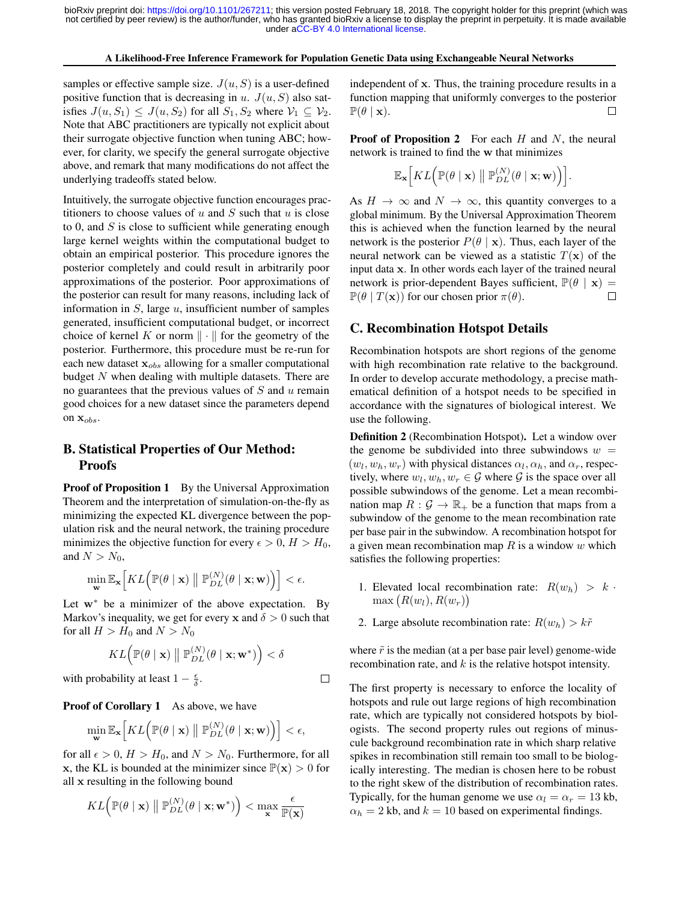samples or effective sample size. $J(u, S)$ is a user-defined positive function that is decreasing in $u$. $J(u, S)$ also satisfies $J(u, S_1) \leq J(u, S_2)$ for all $S_1, S_2$ where $\mathcal{V}_1 \subseteq \mathcal{V}_2$. Note that ABC practitioners are typically not explicit about their surrogate objective function when tuning ABC; however, for clarity, we specify the general surrogate objective above, and remark that many modifications do not affect the underlying tradeoffs stated below.

Intuitively, the surrogate objective function encourages practitioners to choose values of $u$ and $S$ such that $u$ is close to 0, and $S$ is close to sufficient while generating enough large kernel weights within the computational budget to obtain an empirical posterior. This procedure ignores the posterior completely and could result in arbitrarily poor approximations of the posterior. Poor approximations of the posterior can result for many reasons, including lack of information in $S$, large $u$, insufficient number of samples generated, insufficient computational budget, or incorrect choice of kernel $K$ or norm $\|\cdot\|$ for the geometry of the posterior. Furthermore, this procedure must be re-run for each new dataset $\mathbf{x}_{obs}$ allowing for a smaller computational budget $N$ when dealing with multiple datasets. There are no guarantees that the previous values of $S$ and $u$ remain good choices for a new dataset since the parameters depend on $\mathbf{x}_{obs}$.

## B. Statistical Properties of Our Method: Proofs

**Proof of Proposition 1** By the Universal Approximation Theorem and the interpretation of simulation-on-the-fly as minimizing the expected KL divergence between the population risk and the neural network, the training procedure minimizes the objective function for every $\epsilon > 0$, $H > H_0$, and $N > N_0$,

$$\min_{\mathbf{w}} \mathbb{E}_{\mathbf{x}}\Big[KL\Big(\mathbb{P}(\theta \mid \mathbf{x}) \;\big\|\; \mathbb{P}_{DL}^{(N)}(\theta \mid \mathbf{x}; \mathbf{w})\Big)\Big] < \epsilon.$$

Let $\mathbf{w}^*$ be a minimizer of the above expectation. By Markov's inequality, we get for every $\mathbf{x}$ and $\delta > 0$ such that for all $H > H_0$ and $N > N_0$

$$KL\Big(\mathbb{P}(\theta \mid \mathbf{x}) \;\big\|\; \mathbb{P}_{DL}^{(N)}(\theta \mid \mathbf{x}; \mathbf{w}^*)\Big) < \delta$$

with probability at least $1 - \frac{\epsilon}{\delta}$. □

**Proof of Corollary 1** As above, we have

$$\min_{\mathbf{w}} \mathbb{E}_{\mathbf{x}}\Big[KL\Big(\mathbb{P}(\theta \mid \mathbf{x}) \;\big\|\; \mathbb{P}_{DL}^{(N)}(\theta \mid \mathbf{x}; \mathbf{w})\Big)\Big] < \epsilon,$$

for all $\epsilon > 0$, $H > H_0$, and $N > N_0$. Furthermore, for all $\mathbf{x}$, the KL is bounded at the minimizer since $\mathbb{P}(\mathbf{x}) > 0$ for all $\mathbf{x}$ resulting in the following bound

$$KL\Big(\mathbb{P}(\theta \mid \mathbf{x}) \;\big\|\; \mathbb{P}_{DL}^{(N)}(\theta \mid \mathbf{x}; \mathbf{w}^*)\Big) < \max_{\mathbf{x}} \frac{\epsilon}{\mathbb{P}(\mathbf{x})}$$

independent of $\mathbf{x}$. Thus, the training procedure results in a function mapping that uniformly converges to the posterior $\mathbb{P}(\theta \mid \mathbf{x})$. □

**Proof of Proposition 2** For each $H$ and $N$, the neural network is trained to find the $\mathbf{w}$ that minimizes

$$\mathbb{E}_{\mathbf{x}}\Big[KL\Big(\mathbb{P}(\theta \mid \mathbf{x}) \;\big\|\; \mathbb{P}_{DL}^{(N)}(\theta \mid \mathbf{x}; \mathbf{w})\Big)\Big].$$

As $H \to \infty$ and $N \to \infty$, this quantity converges to a global minimum. By the Universal Approximation Theorem this is achieved when the function learned by the neural network is the posterior $P(\theta \mid \mathbf{x})$. Thus, each layer of the neural network can be viewed as a statistic $T(\mathbf{x})$ of the input data $\mathbf{x}$. In other words each layer of the trained neural network is prior-dependent Bayes sufficient, $\mathbb{P}(\theta \mid \mathbf{x}) = \mathbb{P}(\theta \mid T(\mathbf{x}))$ for our chosen prior $\pi(\theta)$. □

## C. Recombination Hotspot Details

Recombination hotspots are short regions of the genome with high recombination rate relative to the background. In order to develop accurate methodology, a precise mathematical definition of a hotspot needs to be specified in accordance with the signatures of biological interest. We use the following.

**Definition 2** (Recombination Hotspot)**.** Let a window over the genome be subdivided into three subwindows $w = (w_l, w_h, w_r)$ with physical distances $\alpha_l, \alpha_h$, and $\alpha_r$, respectively, where $w_l, w_h, w_r \in \mathcal{G}$ where $\mathcal{G}$ is the space over all possible subwindows of the genome. Let a mean recombination map $R : \mathcal{G} \to \mathbb{R}_+$ be a function that maps from a subwindow of the genome to the mean recombination rate per base pair in the subwindow. A recombination hotspot for a given mean recombination map $R$ is a window $w$ which satisfies the following properties:

1. Elevated local recombination rate: $R(w_h) > k \cdot \max\big(R(w_l), R(w_r)\big)$
2. Large absolute recombination rate: $R(w_h) > k\tilde{r}$

where $\tilde{r}$ is the median (at a per base pair level) genome-wide recombination rate, and $k$ is the relative hotspot intensity.

The first property is necessary to enforce the locality of hotspots and rule out large regions of high recombination rate, which are typically not considered hotspots by biologists. The second property rules out regions of minuscule background recombination rate in which sharp relative spikes in recombination still remain too small to be biologically interesting. The median is chosen here to be robust to the right skew of the distribution of recombination rates. Typically, for the human genome we use $\alpha_l = \alpha_r = 13$ kb, $\alpha_h = 2$ kb, and $k = 10$ based on experimental findings.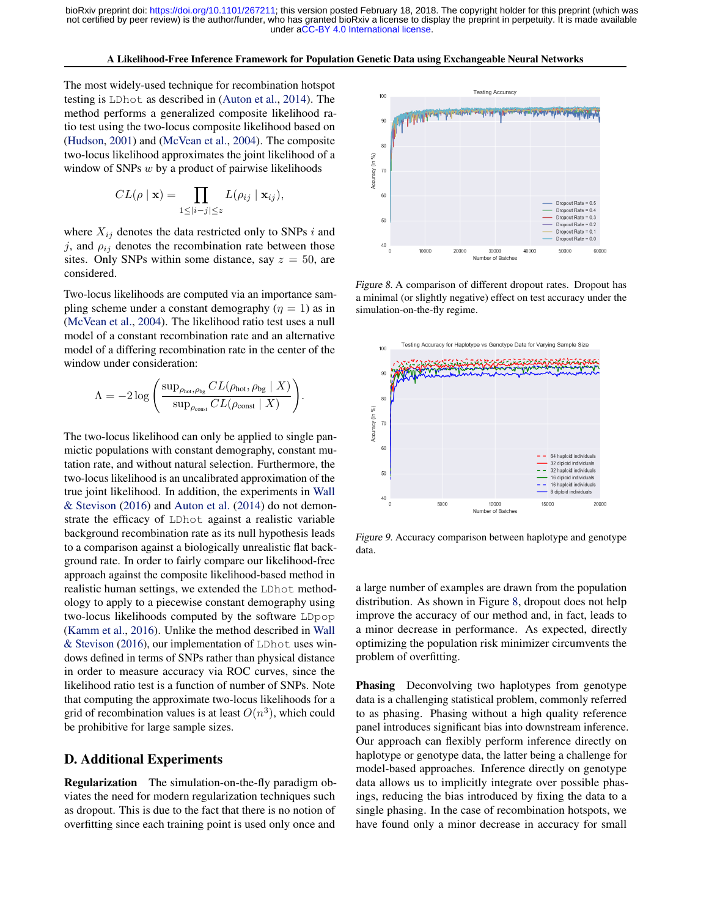The most widely-used technique for recombination hotspot testing is `LDhot` as described in (Auton et al., 2014). The method performs a generalized composite likelihood ratio test using the two-locus composite likelihood based on (Hudson, 2001) and (McVean et al., 2004). The composite two-locus likelihood approximates the joint likelihood of a window of SNPs $w$ by a product of pairwise likelihoods

$$CL(\rho \mid \mathbf{x}) = \prod_{1 \leq |i-j| \leq z} L(\rho_{ij} \mid \mathbf{x}_{ij}),$$

where $X_{ij}$ denotes the data restricted only to SNPs $i$ and $j$, and $\rho_{ij}$ denotes the recombination rate between those sites. Only SNPs within some distance, say $z = 50$, are considered.

Two-locus likelihoods are computed via an importance sampling scheme under a constant demography ($\eta = 1$) as in (McVean et al., 2004). The likelihood ratio test uses a null model of a constant recombination rate and an alternative model of a differing recombination rate in the center of the window under consideration:

$$\Lambda = -2 \log \left( \frac{\sup_{\rho_{\text{hot}}, \rho_{\text{bg}}} CL(\rho_{\text{hot}}, \rho_{\text{bg}} \mid X)}{\sup_{\rho_{\text{const}}} CL(\rho_{\text{const}} \mid X)} \right).$$

The two-locus likelihood can only be applied to single panmictic populations with constant demography, constant mutation rate, and without natural selection. Furthermore, the two-locus likelihood is an uncalibrated approximation of the true joint likelihood. In addition, the experiments in Wall & Stevison (2016) and Auton et al. (2014) do not demonstrate the efficacy of `LDhot` against a realistic variable background recombination rate as its null hypothesis leads to a comparison against a biologically unrealistic flat background rate. In order to fairly compare our likelihood-free approach against the composite likelihood-based method in realistic human settings, we extended the `LDhot` methodology to apply to a piecewise constant demography using two-locus likelihoods computed by the software `LDpop` (Kamm et al., 2016). Unlike the method described in Wall & Stevison (2016), our implementation of `LDhot` uses windows defined in terms of SNPs rather than physical distance in order to measure accuracy via ROC curves, since the likelihood ratio test is a function of number of SNPs. Note that computing the approximate two-locus likelihoods for a grid of recombination values is at least $O(n^3)$, which could be prohibitive for large sample sizes.

## D. Additional Experiments

**Regularization** The simulation-on-the-fly paradigm obviates the need for modern regularization techniques such as dropout. This is due to the fact that there is no notion of overfitting since each training point is used only once and a large number of examples are drawn from the population distribution. As shown in Figure 8, dropout does not help improve the accuracy of our method and, in fact, leads to a minor decrease in performance. As expected, directly optimizing the population risk minimizer circumvents the problem of overfitting.

*Figure 8.* A comparison of different dropout rates. Dropout has a minimal (or slightly negative) effect on test accuracy under the simulation-on-the-fly regime.

*Figure 9.* Accuracy comparison between haplotype and genotype data.

**Phasing** Deconvolving two haplotypes from genotype data is a challenging statistical problem, commonly referred to as phasing. Phasing without a high quality reference panel introduces significant bias into downstream inference. Our approach can flexibly perform inference directly on haplotype or genotype data, the latter being a challenge for model-based approaches. Inference directly on genotype data allows us to implicitly integrate over possible phasings, reducing the bias introduced by fixing the data to a single phasing. In the case of recombination hotspots, we have found only a minor decrease in accuracy for small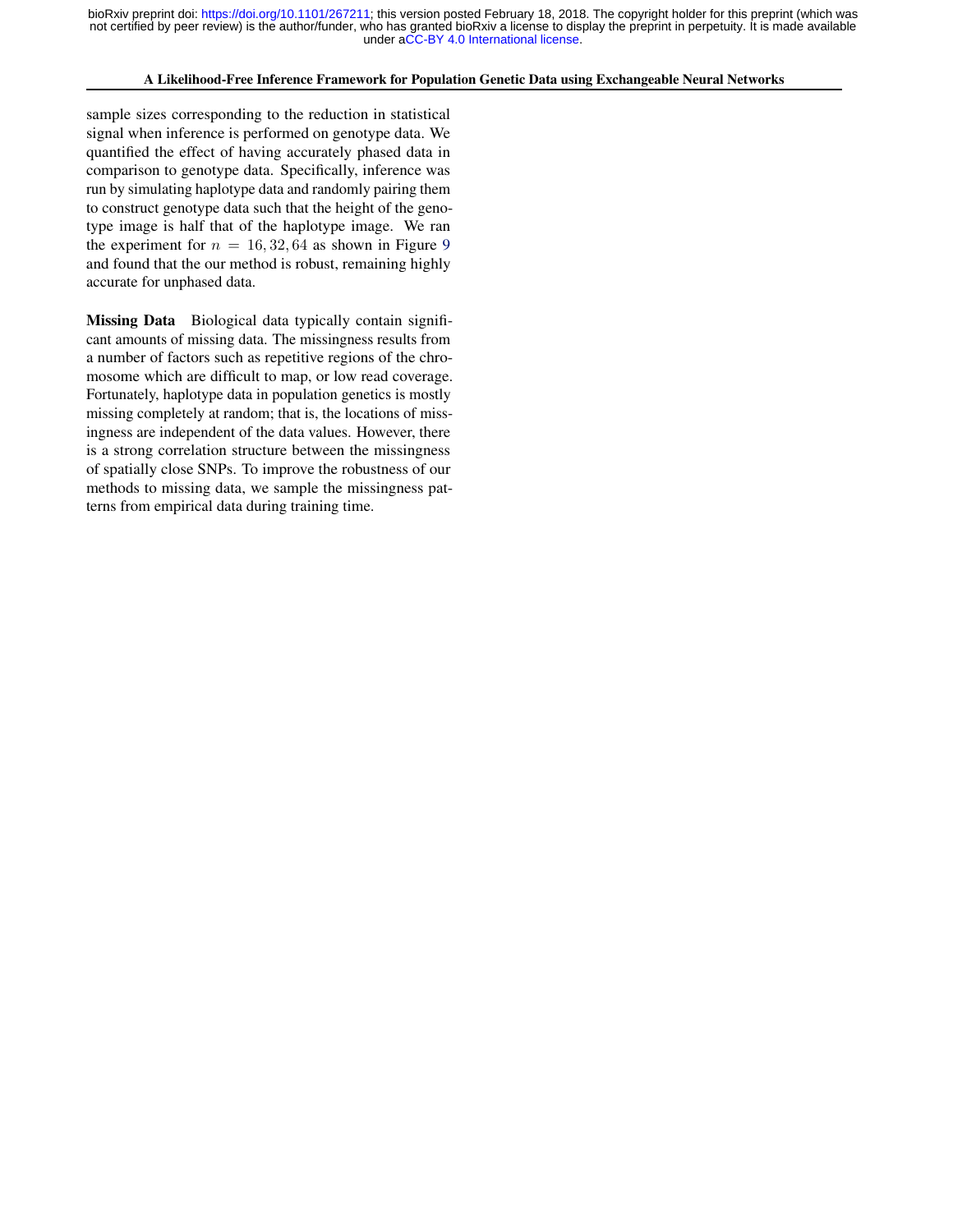sample sizes corresponding to the reduction in statistical signal when inference is performed on genotype data. We quantified the effect of having accurately phased data in comparison to genotype data. Specifically, inference was run by simulating haplotype data and randomly pairing them to construct genotype data such that the height of the genotype image is half that of the haplotype image. We ran the experiment for $n = 16, 32, 64$ as shown in Figure 9 and found that the our method is robust, remaining highly accurate for unphased data.

**Missing Data** Biological data typically contain significant amounts of missing data. The missingness results from a number of factors such as repetitive regions of the chromosome which are difficult to map, or low read coverage. Fortunately, haplotype data in population genetics is mostly missing completely at random; that is, the locations of missingness are independent of the data values. However, there is a strong correlation structure between the missingness of spatially close SNPs. To improve the robustness of our methods to missing data, we sample the missingness patterns from empirical data during training time.